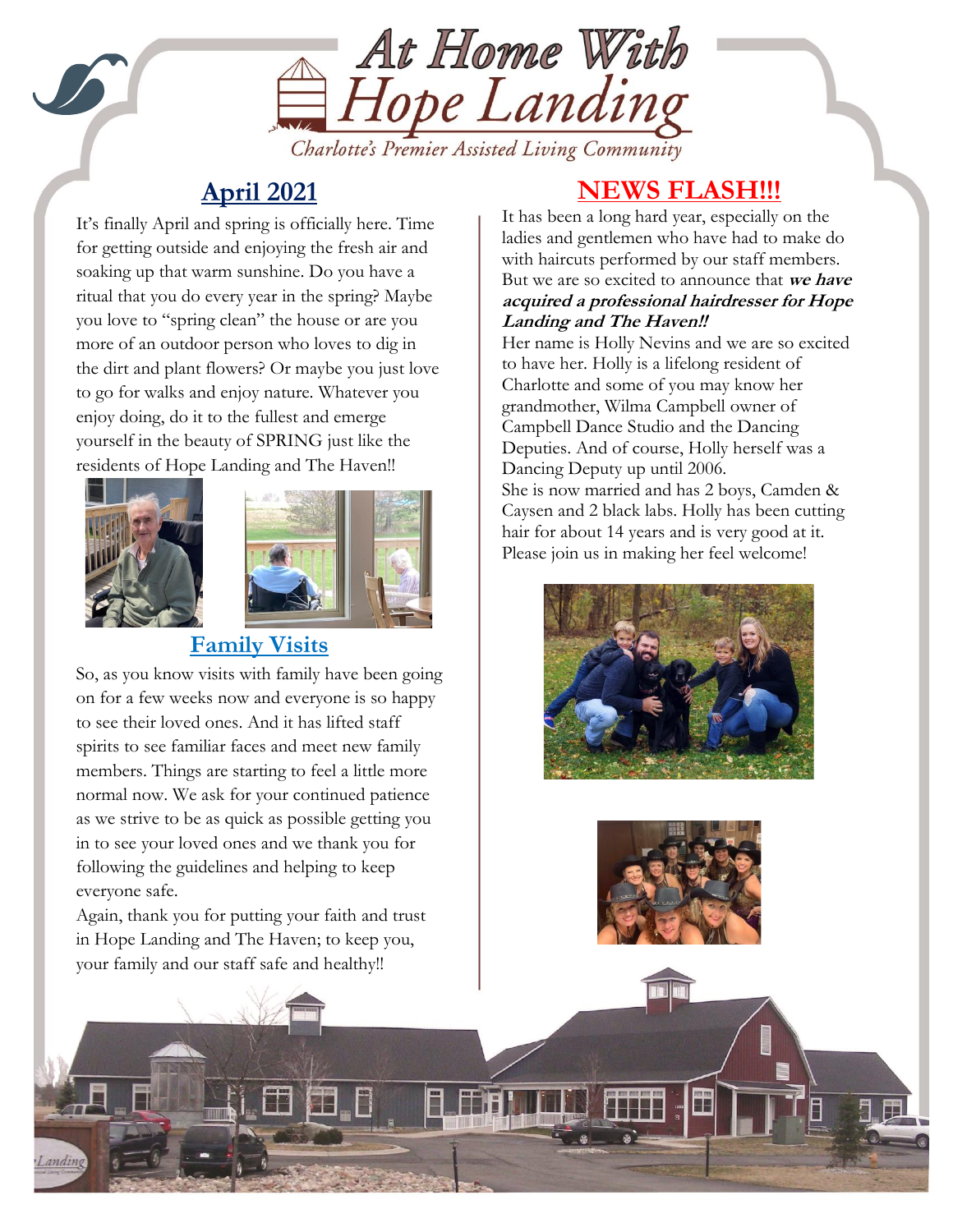# At Home With Hope Landing

*Charlotte's Premier Assisted Living Community*

## April 2021

It's finally April and spring is officially here. Time for getting outside and enjoying the fresh air and soaking up that warm sunshine. Do you have a ritual that you do every year in the spring? Maybe you love to "spring clean" the house or are you more of an outdoor person who loves to dig in the dirt and plant flowers? Or maybe you just love to go for walks and enjoy nature. Whatever you enjoy doing, do it to the fullest and emerge yourself in the beauty of SPRING just like the residents of Hope Landing and The Haven!!

## Family Visits

So, as you know visits with family have been going on for a few weeks now and everyone is so happy to see their loved ones. And it has lifted staff spirits to see familiar faces and meet new family members. Things are starting to feel a little more normal now. We ask for your continued patience as we strive to be as quick as possible getting you in to see your loved ones and we thank you for following the guidelines and helping to keep everyone safe.

Again, thank you for putting your faith and trust in Hope Landing and The Haven; to keep you, your family and our staff safe and healthy!!

## NEWS FLASH!!!

It has been a long hard year, especially on the ladies and gentlemen who have had to make do with haircuts performed by our staff members. But we are so excited to announce that ***we have acquired a professional hairdresser for Hope Landing and The Haven!!***

Her name is Holly Nevins and we are so excited to have her. Holly is a lifelong resident of Charlotte and some of you may know her grandmother, Wilma Campbell owner of Campbell Dance Studio and the Dancing Deputies. And of course, Holly herself was a Dancing Deputy up until 2006.

She is now married and has 2 boys, Camden & Caysen and 2 black labs. Holly has been cutting hair for about 14 years and is very good at it. Please join us in making her feel welcome!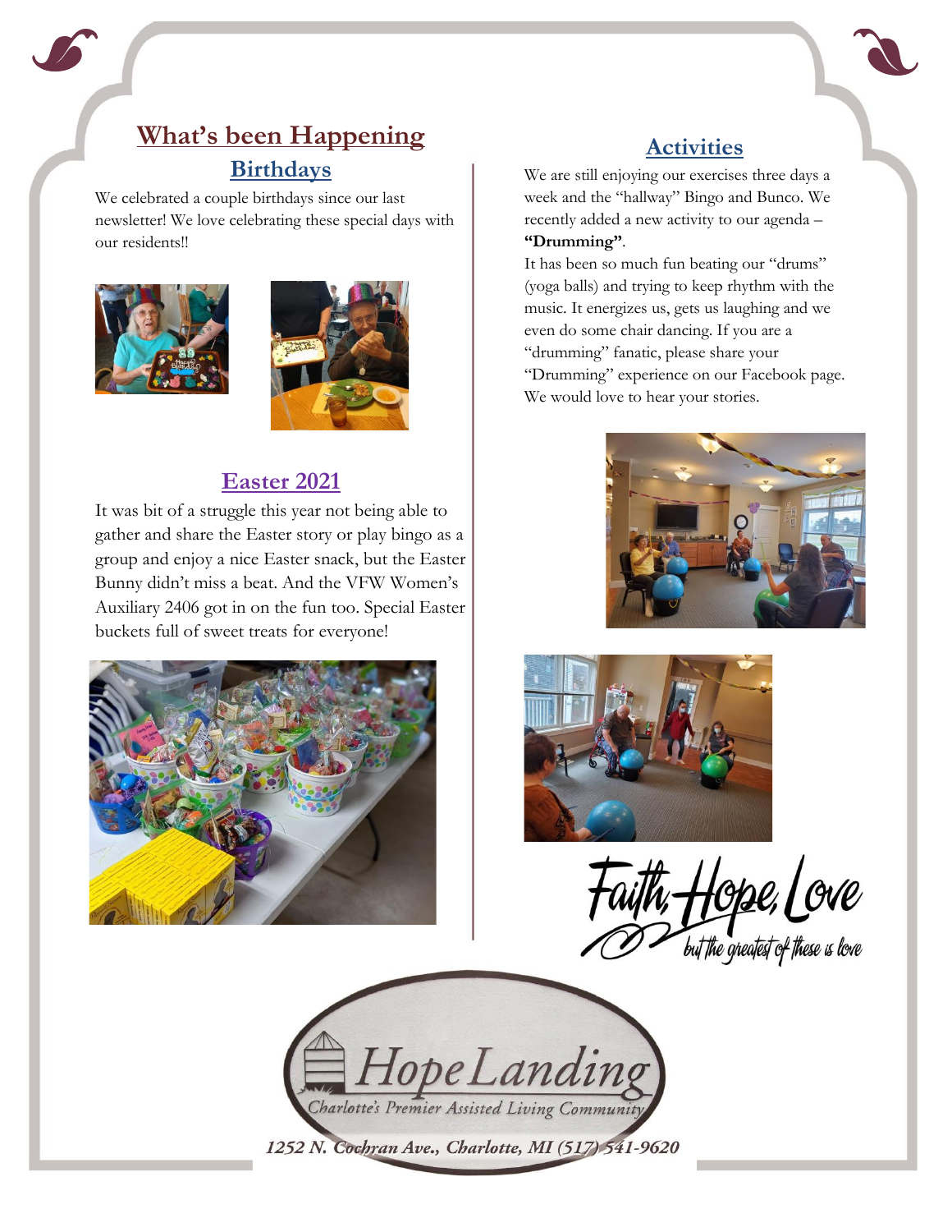# What's been Happening

## Birthdays

We celebrated a couple birthdays since our last newsletter! We love celebrating these special days with our residents!!

## Easter 2021

It was bit of a struggle this year not being able to gather and share the Easter story or play bingo as a group and enjoy a nice Easter snack, but the Easter Bunny didn't miss a beat. And the VFW Women's Auxiliary 2406 got in on the fun too. Special Easter buckets full of sweet treats for everyone!

## Activities

We are still enjoying our exercises three days a week and the "hallway" Bingo and Bunco. We recently added a new activity to our agenda – **"Drumming"**.

It has been so much fun beating our "drums" (yoga balls) and trying to keep rhythm with the music. It energizes us, gets us laughing and we even do some chair dancing. If you are a "drumming" fanatic, please share your "Drumming" experience on our Facebook page. We would love to hear your stories.

Faith, Hope, Love
but the greatest of these is love

HopeLanding
Charlotte's Premier Assisted Living Community

*1252 N. Cochran Ave., Charlotte, MI (517) 541-9620*